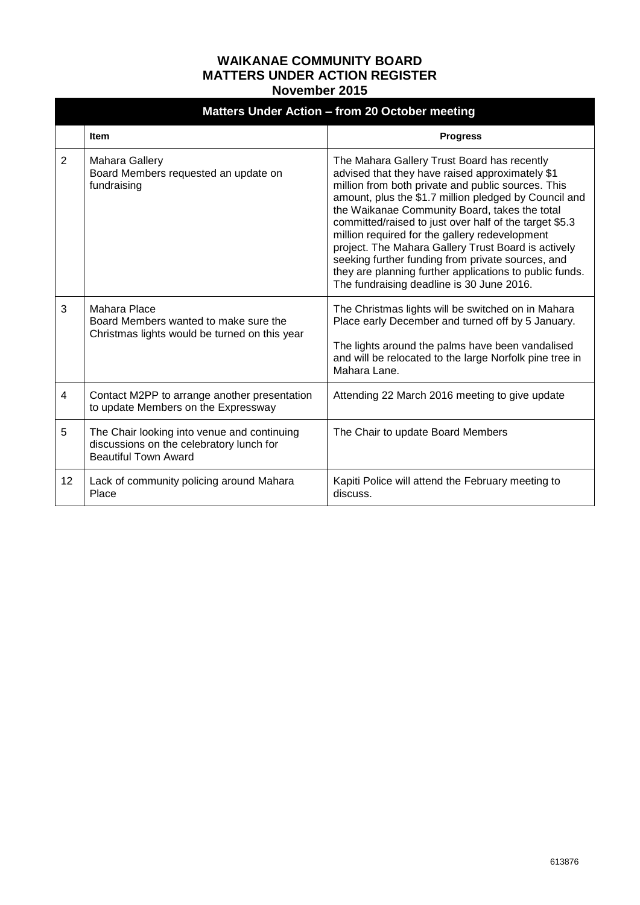# WAIKANAE COMMUNITY BOARD
# MATTERS UNDER ACTION REGISTER
# November 2015

| Matters Under Action – from 20 October meeting | | |
|---|---|---|
| | **Item** | **Progress** |
| 2 | Mahara Gallery<br>Board Members requested an update on fundraising | The Mahara Gallery Trust Board has recently advised that they have raised approximately $1 million from both private and public sources. This amount, plus the $1.7 million pledged by Council and the Waikanae Community Board, takes the total committed/raised to just over half of the target $5.3 million required for the gallery redevelopment project. The Mahara Gallery Trust Board is actively seeking further funding from private sources, and they are planning further applications to public funds. The fundraising deadline is 30 June 2016. |
| 3 | Mahara Place<br>Board Members wanted to make sure the Christmas lights would be turned on this year | The Christmas lights will be switched on in Mahara Place early December and turned off by 5 January.<br><br>The lights around the palms have been vandalised and will be relocated to the large Norfolk pine tree in Mahara Lane. |
| 4 | Contact M2PP to arrange another presentation to update Members on the Expressway | Attending 22 March 2016 meeting to give update |
| 5 | The Chair looking into venue and continuing discussions on the celebratory lunch for Beautiful Town Award | The Chair to update Board Members |
| 12 | Lack of community policing around Mahara Place | Kapiti Police will attend the February meeting to discuss. |

613876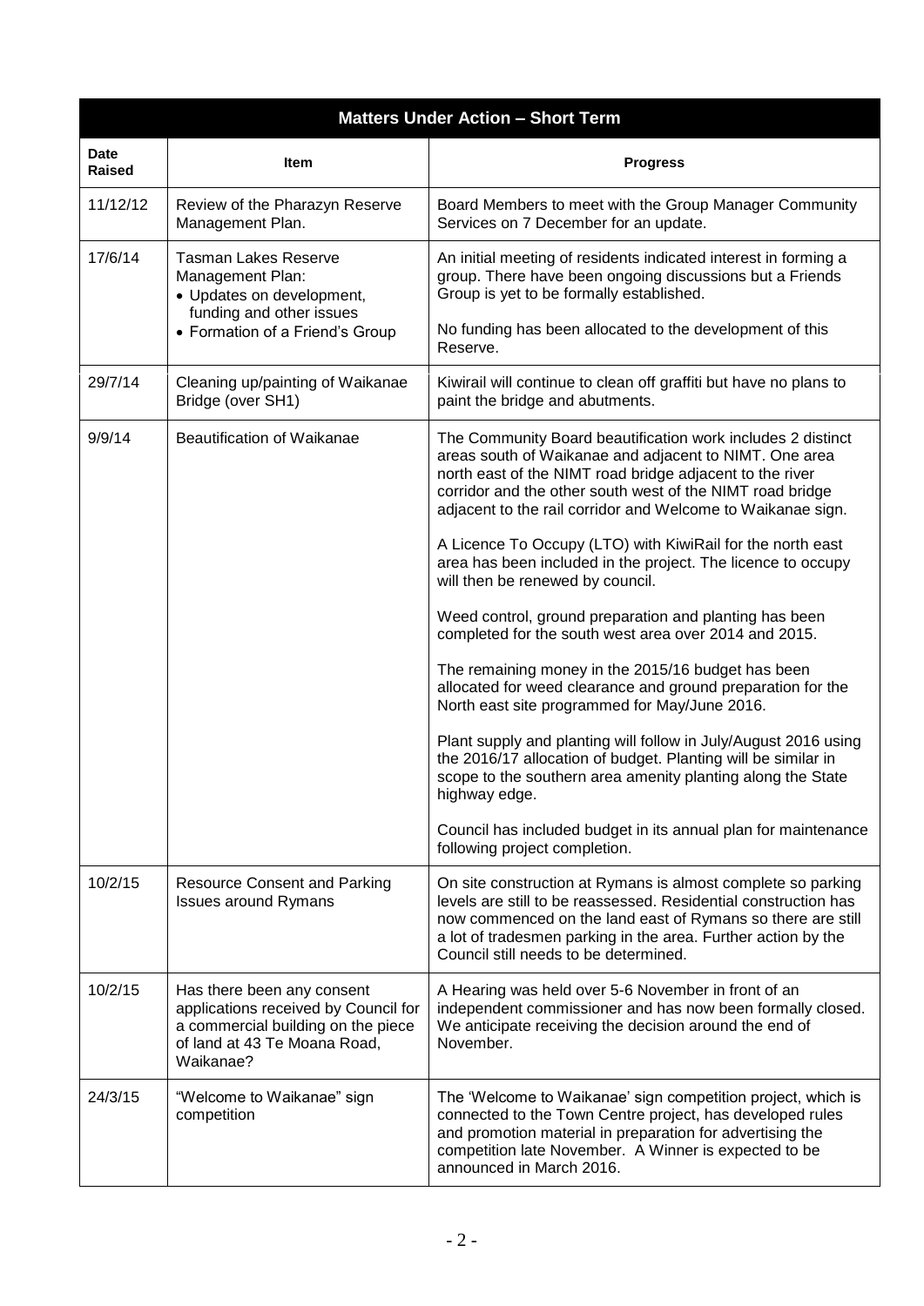| **Matters Under Action – Short Term** | | |
|---|---|---|
| **Date Raised** | **Item** | **Progress** |
| 11/12/12 | Review of the Pharazyn Reserve Management Plan. | Board Members to meet with the Group Manager Community Services on 7 December for an update. |
| 17/6/14 | Tasman Lakes Reserve Management Plan:<br>• Updates on development, funding and other issues<br>• Formation of a Friend's Group | An initial meeting of residents indicated interest in forming a group. There have been ongoing discussions but a Friends Group is yet to be formally established.<br><br>No funding has been allocated to the development of this Reserve. |
| 29/7/14 | Cleaning up/painting of Waikanae Bridge (over SH1) | Kiwirail will continue to clean off graffiti but have no plans to paint the bridge and abutments. |
| 9/9/14 | Beautification of Waikanae | The Community Board beautification work includes 2 distinct areas south of Waikanae and adjacent to NIMT. One area north east of the NIMT road bridge adjacent to the river corridor and the other south west of the NIMT road bridge adjacent to the rail corridor and Welcome to Waikanae sign.<br><br>A Licence To Occupy (LTO) with KiwiRail for the north east area has been included in the project. The licence to occupy will then be renewed by council.<br><br>Weed control, ground preparation and planting has been completed for the south west area over 2014 and 2015.<br><br>The remaining money in the 2015/16 budget has been allocated for weed clearance and ground preparation for the North east site programmed for May/June 2016.<br><br>Plant supply and planting will follow in July/August 2016 using the 2016/17 allocation of budget. Planting will be similar in scope to the southern area amenity planting along the State highway edge.<br><br>Council has included budget in its annual plan for maintenance following project completion. |
| 10/2/15 | Resource Consent and Parking Issues around Rymans | On site construction at Rymans is almost complete so parking levels are still to be reassessed. Residential construction has now commenced on the land east of Rymans so there are still a lot of tradesmen parking in the area. Further action by the Council still needs to be determined. |
| 10/2/15 | Has there been any consent applications received by Council for a commercial building on the piece of land at 43 Te Moana Road, Waikanae? | A Hearing was held over 5-6 November in front of an independent commissioner and has now been formally closed. We anticipate receiving the decision around the end of November. |
| 24/3/15 | "Welcome to Waikanae" sign competition | The 'Welcome to Waikanae' sign competition project, which is connected to the Town Centre project, has developed rules and promotion material in preparation for advertising the competition late November. A Winner is expected to be announced in March 2016. |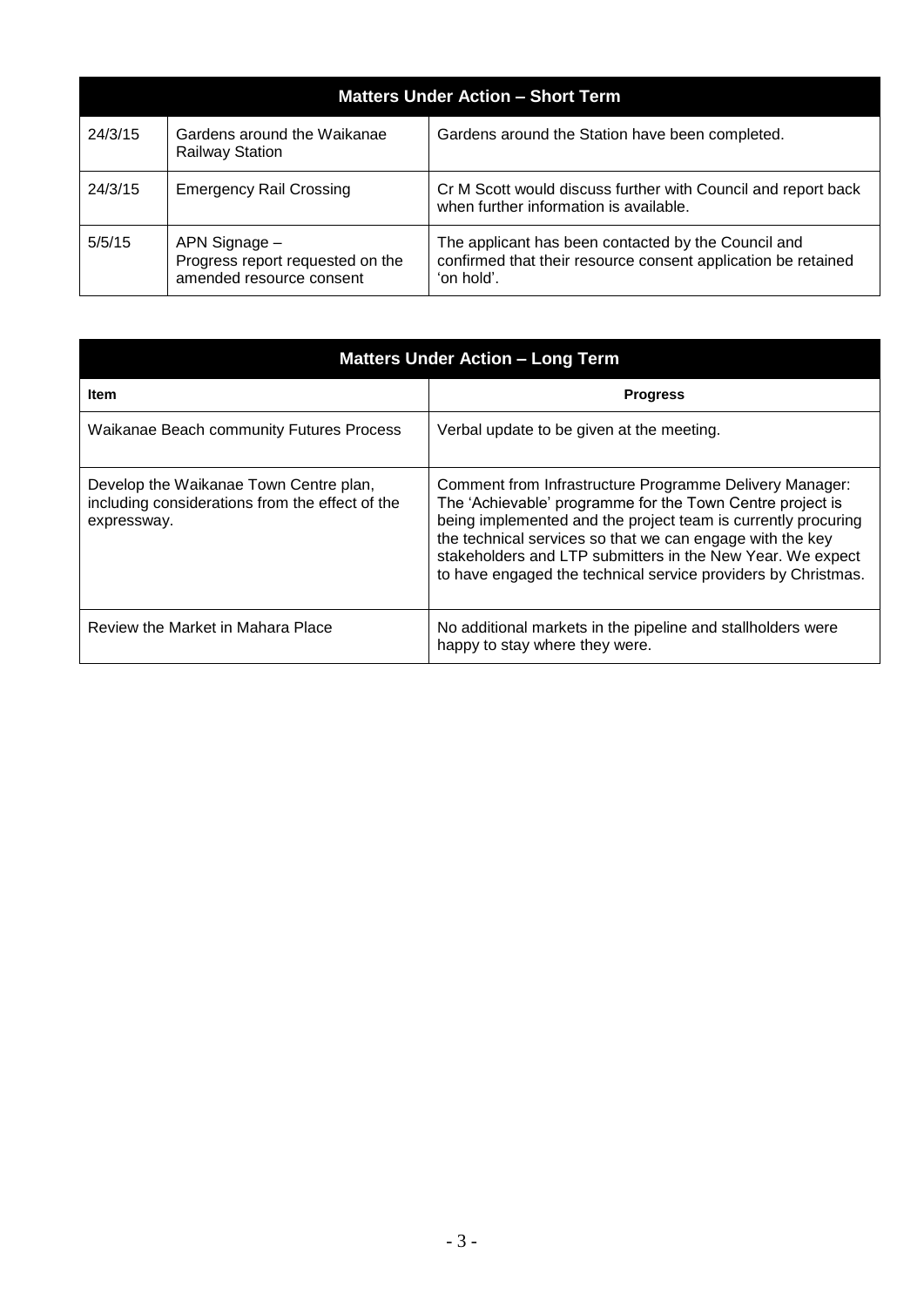| Matters Under Action – Short Term | | |
|---|---|---|
| 24/3/15 | Gardens around the Waikanae Railway Station | Gardens around the Station have been completed. |
| 24/3/15 | Emergency Rail Crossing | Cr M Scott would discuss further with Council and report back when further information is available. |
| 5/5/15 | APN Signage – Progress report requested on the amended resource consent | The applicant has been contacted by the Council and confirmed that their resource consent application be retained 'on hold'. |

| Matters Under Action – Long Term | |
|---|---|
| **Item** | **Progress** |
| Waikanae Beach community Futures Process | Verbal update to be given at the meeting. |
| Develop the Waikanae Town Centre plan, including considerations from the effect of the expressway. | Comment from Infrastructure Programme Delivery Manager: The 'Achievable' programme for the Town Centre project is being implemented and the project team is currently procuring the technical services so that we can engage with the key stakeholders and LTP submitters in the New Year. We expect to have engaged the technical service providers by Christmas. |
| Review the Market in Mahara Place | No additional markets in the pipeline and stallholders were happy to stay where they were. |